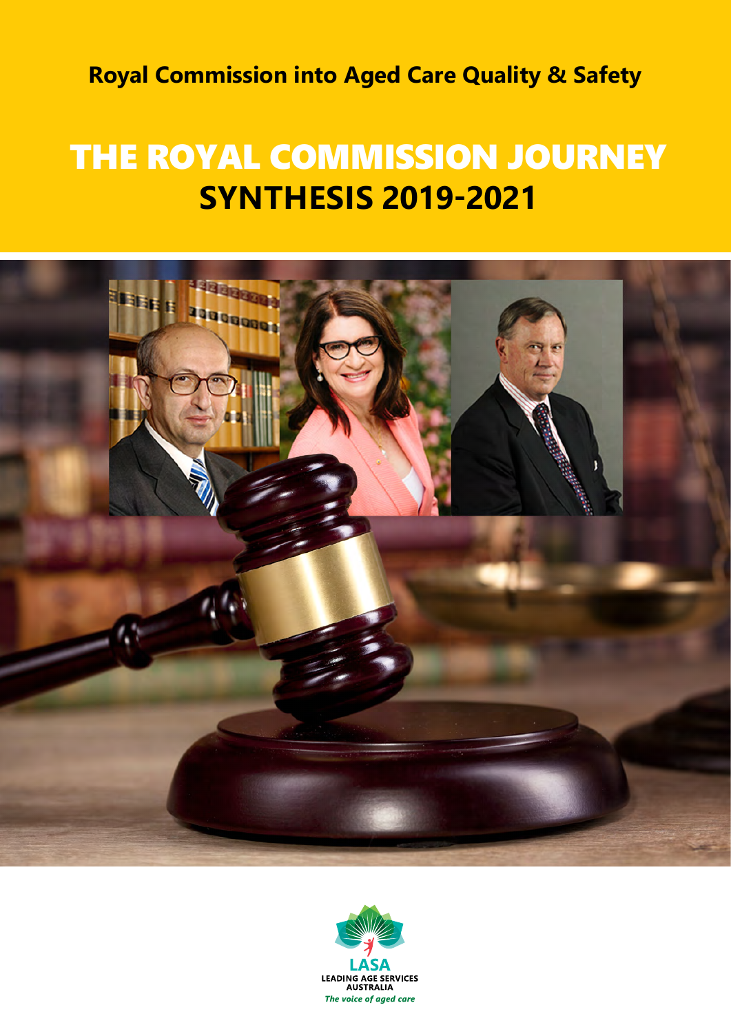**Royal Commission into Aged Care Quality & Safety**

# THE ROYAL COMMISSION JOURNEY
## SYNTHESIS 2019-2021

LASA
LEADING AGE SERVICES AUSTRALIA
*The voice of aged care*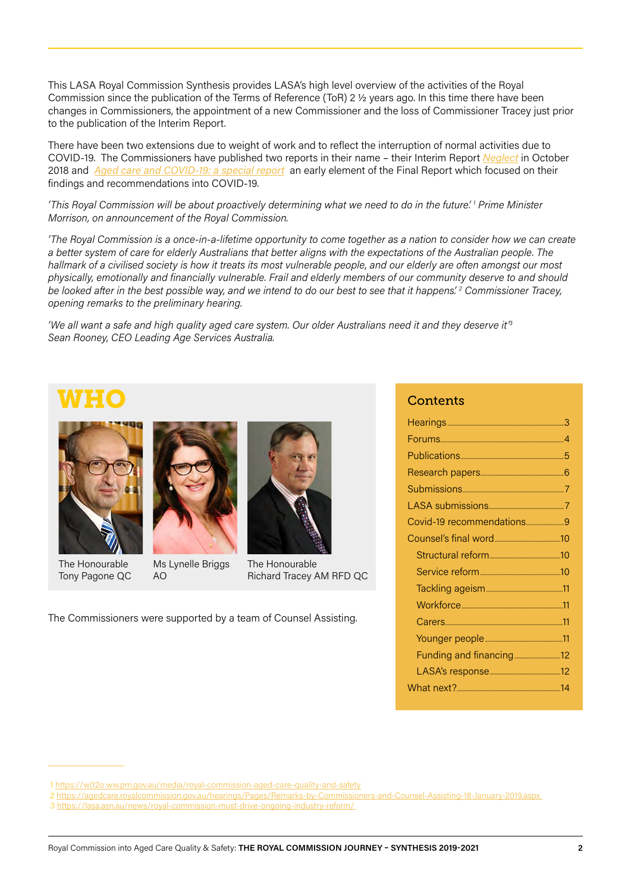This LASA Royal Commission Synthesis provides LASA's high level overview of the activities of the Royal Commission since the publication of the Terms of Reference (ToR) 2 ½ years ago. In this time there have been changes in Commissioners, the appointment of a new Commissioner and the loss of Commissioner Tracey just prior to the publication of the Interim Report.

There have been two extensions due to weight of work and to reflect the interruption of normal activities due to COVID-19. The Commissioners have published two reports in their name – their Interim Report *Neglect* in October 2018 and *Aged care and COVID-19: a special report* an early element of the Final Report which focused on their findings and recommendations into COVID-19.

*'This Royal Commission will be about proactively determining what we need to do in the future.'* [1] *Prime Minister Morrison, on announcement of the Royal Commission.*

*'The Royal Commission is a once-in-a-lifetime opportunity to come together as a nation to consider how we can create a better system of care for elderly Australians that better aligns with the expectations of the Australian people. The hallmark of a civilised society is how it treats its most vulnerable people, and our elderly are often amongst our most physically, emotionally and financially vulnerable. Frail and elderly members of our community deserve to and should be looked after in the best possible way, and we intend to do our best to see that it happens.'* [2] *Commissioner Tracey, opening remarks to the preliminary hearing.*

*'We all want a safe and high quality aged care system. Our older Australians need it and they deserve it'* [3] *Sean Rooney, CEO Leading Age Services Australia.*

## WHO

The Honourable Tony Pagone QC

Ms Lynelle Briggs AO

The Honourable Richard Tracey AM RFD QC

The Commissioners were supported by a team of Counsel Assisting.

## Contents

- Hearings ... 3
- Forums ... 4
- Publications ... 5
- Research papers ... 6
- Submissions ... 7
- LASA submissions ... 7
- Covid-19 recommendations ... 9
- Counsel's final word ... 10
  - Structural reform ... 10
  - Service reform ... 10
  - Tackling ageism ... 11
  - Workforce ... 11
  - Carers ... 11
  - Younger people ... 11
  - Funding and financing ... 12
  - LASA's response ... 12
- What next? ... 14

---

1 https://w(t2o ww.pm.gov.au/media/royal-commission-aged-care-quality-and-safety
2 https://agedcare.royalcommission.gov.au/hearings/Pages/Remarks-by-Commissioners-and-Counsel-Assisting-18-January-2019.aspx
3 https://lasa.asn.au/news/royal-commission-must-drive-ongoing-industry-reform/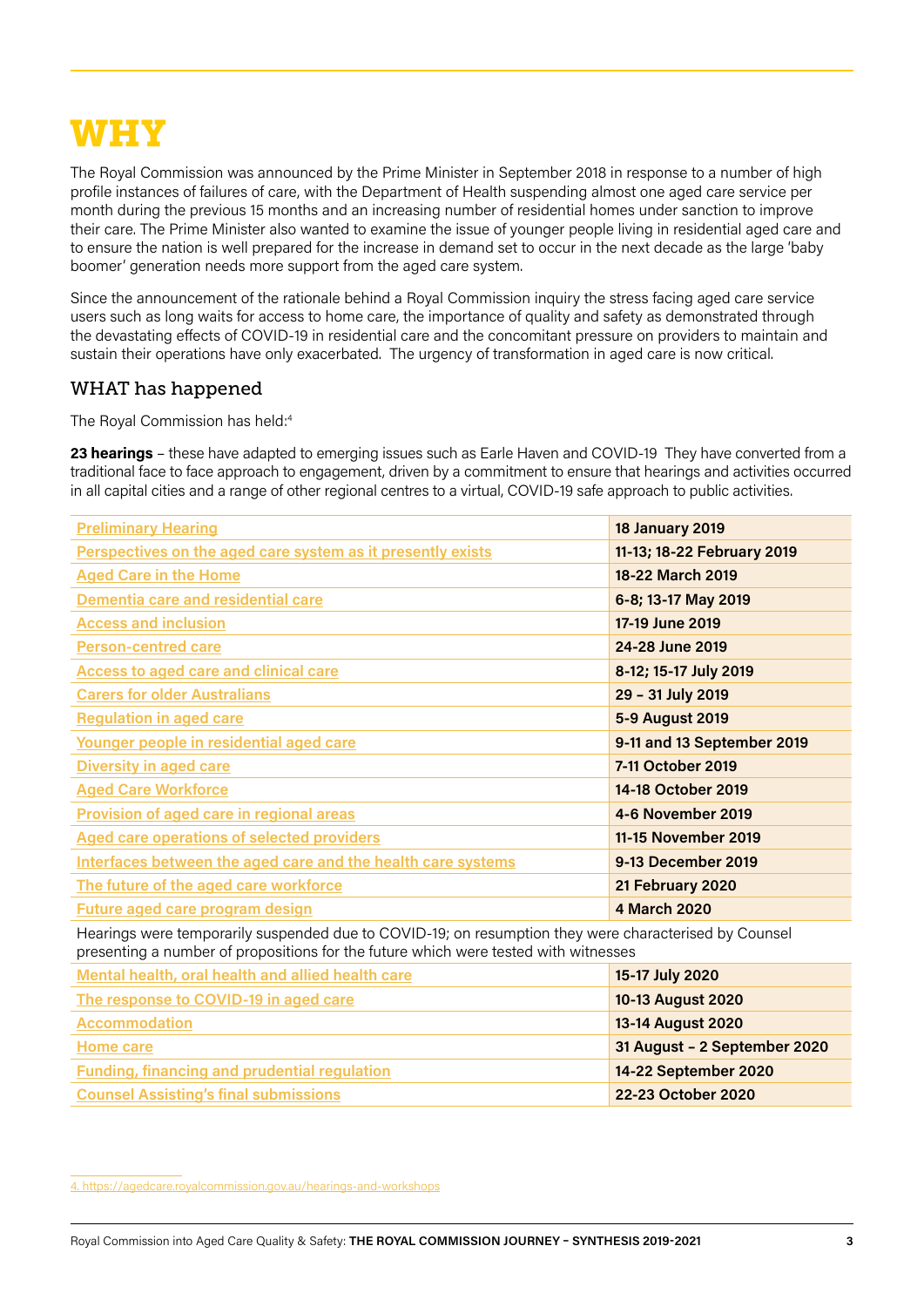# WHY

The Royal Commission was announced by the Prime Minister in September 2018 in response to a number of high profile instances of failures of care, with the Department of Health suspending almost one aged care service per month during the previous 15 months and an increasing number of residential homes under sanction to improve their care. The Prime Minister also wanted to examine the issue of younger people living in residential aged care and to ensure the nation is well prepared for the increase in demand set to occur in the next decade as the large 'baby boomer' generation needs more support from the aged care system.

Since the announcement of the rationale behind a Royal Commission inquiry the stress facing aged care service users such as long waits for access to home care, the importance of quality and safety as demonstrated through the devastating effects of COVID-19 in residential care and the concomitant pressure on providers to maintain and sustain their operations have only exacerbated. The urgency of transformation in aged care is now critical.

## WHAT has happened

The Royal Commission has held:[4]

**23 hearings** – these have adapted to emerging issues such as Earle Haven and COVID-19 They have converted from a traditional face to face approach to engagement, driven by a commitment to ensure that hearings and activities occurred in all capital cities and a range of other regional centres to a virtual, COVID-19 safe approach to public activities.

| Hearing | Date |
|---|---|
| Preliminary Hearing | **18 January 2019** |
| Perspectives on the aged care system as it presently exists | **11-13; 18-22 February 2019** |
| Aged Care in the Home | **18-22 March 2019** |
| Dementia care and residential care | **6-8; 13-17 May 2019** |
| Access and inclusion | **17-19 June 2019** |
| Person-centred care | **24-28 June 2019** |
| Access to aged care and clinical care | **8-12; 15-17 July 2019** |
| Carers for older Australians | **29 – 31 July 2019** |
| Regulation in aged care | **5-9 August 2019** |
| Younger people in residential aged care | **9-11 and 13 September 2019** |
| Diversity in aged care | **7-11 October 2019** |
| Aged Care Workforce | **14-18 October 2019** |
| Provision of aged care in regional areas | **4-6 November 2019** |
| Aged care operations of selected providers | **11-15 November 2019** |
| Interfaces between the aged care and the health care systems | **9-13 December 2019** |
| The future of the aged care workforce | **21 February 2020** |
| Future aged care program design | **4 March 2020** |
| Hearings were temporarily suspended due to COVID-19; on resumption they were characterised by Counsel presenting a number of propositions for the future which were tested with witnesses | |
| Mental health, oral health and allied health care | **15-17 July 2020** |
| The response to COVID-19 in aged care | **10-13 August 2020** |
| Accommodation | **13-14 August 2020** |
| Home care | **31 August – 2 September 2020** |
| Funding, financing and prudential regulation | **14-22 September 2020** |
| Counsel Assisting's final submissions | **22-23 October 2020** |

4. https://agedcare.royalcommission.gov.au/hearings-and-workshops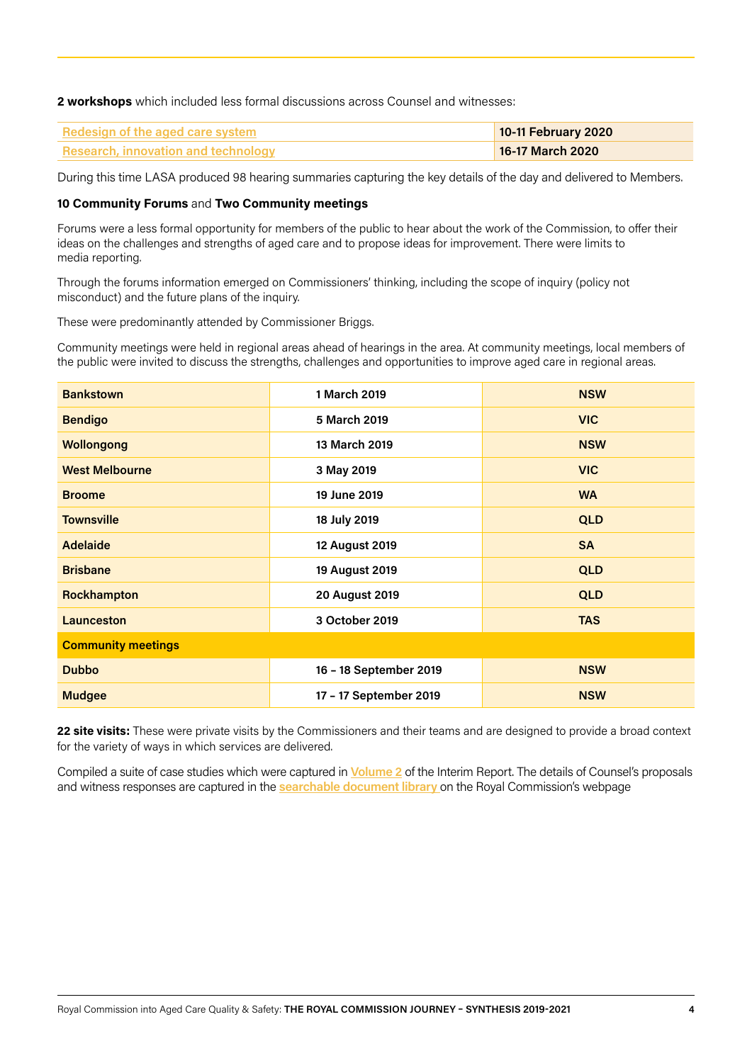**2 workshops** which included less formal discussions across Counsel and witnesses:

| | |
|---|---|
| Redesign of the aged care system | **10-11 February 2020** |
| Research, innovation and technology | **16-17 March 2020** |

During this time LASA produced 98 hearing summaries capturing the key details of the day and delivered to Members.

**10 Community Forums** and **Two Community meetings**

Forums were a less formal opportunity for members of the public to hear about the work of the Commission, to offer their ideas on the challenges and strengths of aged care and to propose ideas for improvement. There were limits to media reporting.

Through the forums information emerged on Commissioners' thinking, including the scope of inquiry (policy not misconduct) and the future plans of the inquiry.

These were predominantly attended by Commissioner Briggs.

Community meetings were held in regional areas ahead of hearings in the area. At community meetings, local members of the public were invited to discuss the strengths, challenges and opportunities to improve aged care in regional areas.

| | | |
|---|---|---|
| **Bankstown** | **1 March 2019** | **NSW** |
| **Bendigo** | **5 March 2019** | **VIC** |
| **Wollongong** | **13 March 2019** | **NSW** |
| **West Melbourne** | **3 May 2019** | **VIC** |
| **Broome** | **19 June 2019** | **WA** |
| **Townsville** | **18 July 2019** | **QLD** |
| **Adelaide** | **12 August 2019** | **SA** |
| **Brisbane** | **19 August 2019** | **QLD** |
| **Rockhampton** | **20 August 2019** | **QLD** |
| **Launceston** | **3 October 2019** | **TAS** |
| **Community meetings** | | |
| **Dubbo** | **16 – 18 September 2019** | **NSW** |
| **Mudgee** | **17 – 17 September 2019** | **NSW** |

**22 site visits:** These were private visits by the Commissioners and their teams and are designed to provide a broad context for the variety of ways in which services are delivered.

Compiled a suite of case studies which were captured in Volume 2 of the Interim Report. The details of Counsel's proposals and witness responses are captured in the searchable document library on the Royal Commission's webpage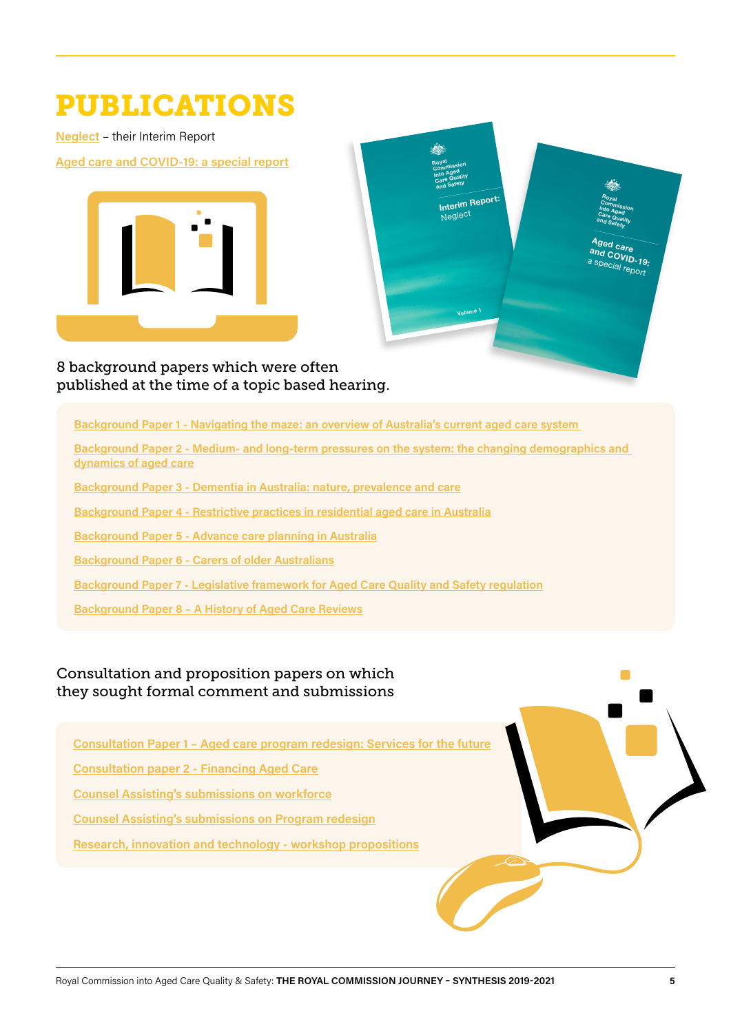# PUBLICATIONS

Neglect – their Interim Report

Aged care and COVID-19: a special report

8 background papers which were often published at the time of a topic based hearing.

- Background Paper 1 - Navigating the maze: an overview of Australia's current aged care system
- Background Paper 2 - Medium- and long-term pressures on the system: the changing demographics and dynamics of aged care
- Background Paper 3 - Dementia in Australia: nature, prevalence and care
- Background Paper 4 - Restrictive practices in residential aged care in Australia
- Background Paper 5 - Advance care planning in Australia
- Background Paper 6 - Carers of older Australians
- Background Paper 7 - Legislative framework for Aged Care Quality and Safety regulation
- Background Paper 8 – A History of Aged Care Reviews

Consultation and proposition papers on which they sought formal comment and submissions

- Consultation Paper 1 – Aged care program redesign: Services for the future
- Consultation paper 2 - Financing Aged Care
- Counsel Assisting's submissions on workforce
- Counsel Assisting's submissions on Program redesign
- Research, innovation and technology - workshop propositions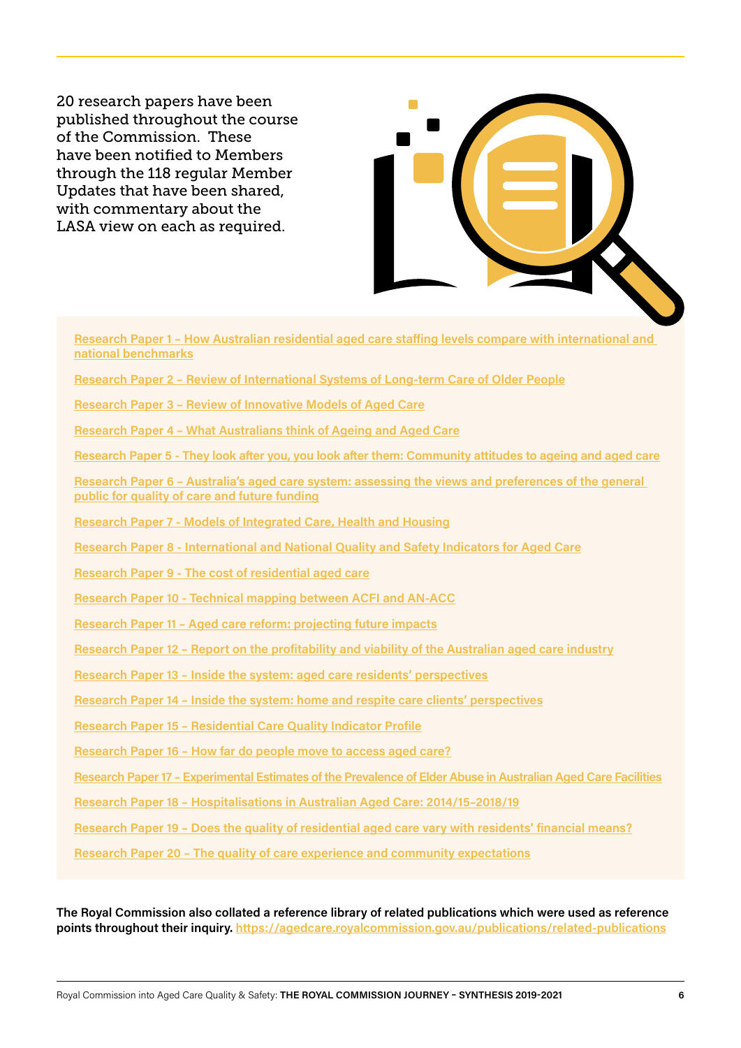20 research papers have been published throughout the course of the Commission. These have been notified to Members through the 118 regular Member Updates that have been shared, with commentary about the LASA view on each as required.

- Research Paper 1 – How Australian residential aged care staffing levels compare with international and national benchmarks
- Research Paper 2 – Review of International Systems of Long-term Care of Older People
- Research Paper 3 – Review of Innovative Models of Aged Care
- Research Paper 4 – What Australians think of Ageing and Aged Care
- Research Paper 5 - They look after you, you look after them: Community attitudes to ageing and aged care
- Research Paper 6 – Australia's aged care system: assessing the views and preferences of the general public for quality of care and future funding
- Research Paper 7 - Models of Integrated Care, Health and Housing
- Research Paper 8 - International and National Quality and Safety Indicators for Aged Care
- Research Paper 9 - The cost of residential aged care
- Research Paper 10 - Technical mapping between ACFI and AN-ACC
- Research Paper 11 – Aged care reform: projecting future impacts
- Research Paper 12 – Report on the profitability and viability of the Australian aged care industry
- Research Paper 13 – Inside the system: aged care residents' perspectives
- Research Paper 14 – Inside the system: home and respite care clients' perspectives
- Research Paper 15 – Residential Care Quality Indicator Profile
- Research Paper 16 – How far do people move to access aged care?
- Research Paper 17 – Experimental Estimates of the Prevalence of Elder Abuse in Australian Aged Care Facilities
- Research Paper 18 – Hospitalisations in Australian Aged Care: 2014/15–2018/19
- Research Paper 19 – Does the quality of residential aged care vary with residents' financial means?
- Research Paper 20 – The quality of care experience and community expectations

**The Royal Commission also collated a reference library of related publications which were used as reference points throughout their inquiry.** https://agedcare.royalcommission.gov.au/publications/related-publications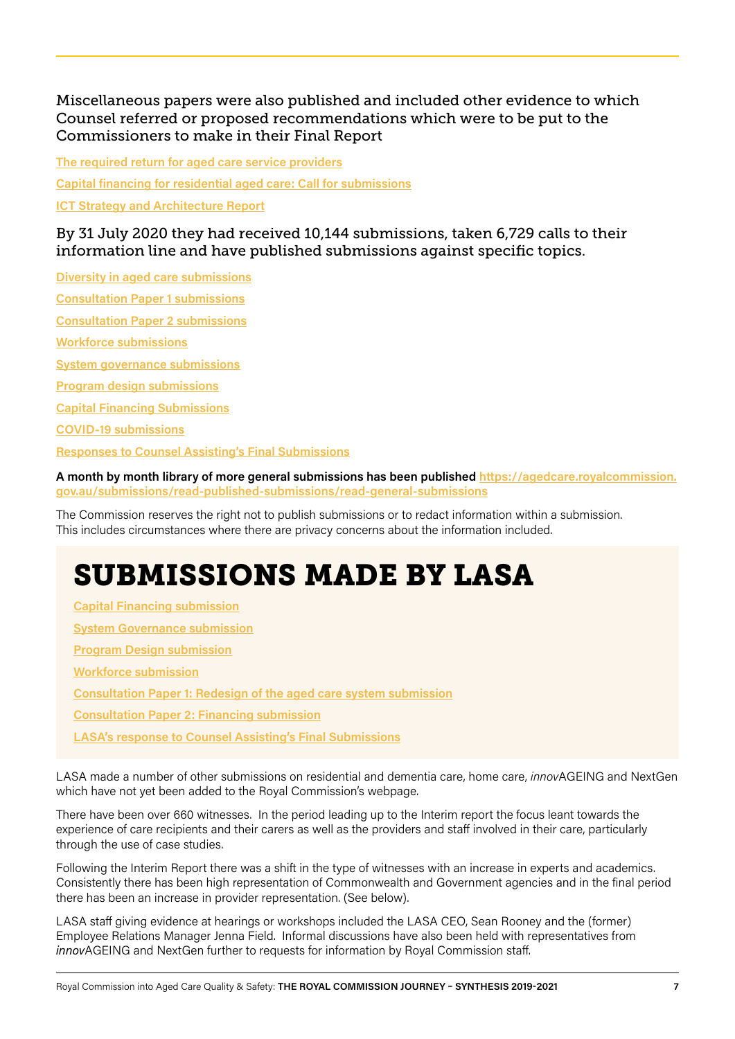### Miscellaneous papers were also published and included other evidence to which Counsel referred or proposed recommendations which were to be put to the Commissioners to make in their Final Report

[The required return for aged care service providers](#)

[Capital financing for residential aged care: Call for submissions](#)

[ICT Strategy and Architecture Report](#)

### By 31 July 2020 they had received 10,144 submissions, taken 6,729 calls to their information line and have published submissions against specific topics.

[Diversity in aged care submissions](#)

[Consultation Paper 1 submissions](#)

[Consultation Paper 2 submissions](#)

[Workforce submissions](#)

[System governance submissions](#)

[Program design submissions](#)

[Capital Financing Submissions](#)

[COVID-19 submissions](#)

[Responses to Counsel Assisting's Final Submissions](#)

**A month by month library of more general submissions has been published** https://agedcare.royalcommission.gov.au/submissions/read-published-submissions/read-general-submissions

The Commission reserves the right not to publish submissions or to redact information within a submission. This includes circumstances where there are privacy concerns about the information included.

## SUBMISSIONS MADE BY LASA

[Capital Financing submission](#)

[System Governance submission](#)

[Program Design submission](#)

[Workforce submission](#)

[Consultation Paper 1: Redesign of the aged care system submission](#)

[Consultation Paper 2: Financing submission](#)

[LASA's response to Counsel Assisting's Final Submissions](#)

LASA made a number of other submissions on residential and dementia care, home care, *innov*AGEING and NextGen which have not yet been added to the Royal Commission's webpage.

There have been over 660 witnesses. In the period leading up to the Interim report the focus leant towards the experience of care recipients and their carers as well as the providers and staff involved in their care, particularly through the use of case studies.

Following the Interim Report there was a shift in the type of witnesses with an increase in experts and academics. Consistently there has been high representation of Commonwealth and Government agencies and in the final period there has been an increase in provider representation. (See below).

LASA staff giving evidence at hearings or workshops included the LASA CEO, Sean Rooney and the (former) Employee Relations Manager Jenna Field. Informal discussions have also been held with representatives from *innov*AGEING and NextGen further to requests for information by Royal Commission staff.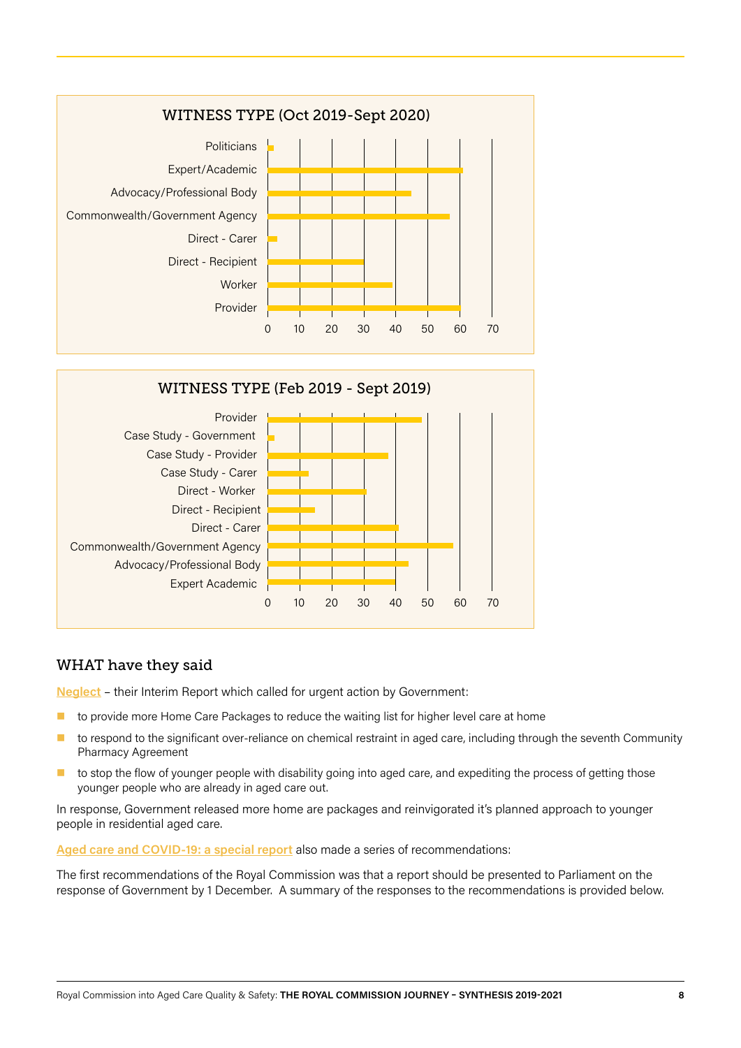WITNESS TYPE (Oct 2019-Sept 2020)

| Witness type | Approx. count |
| --- | --- |
| Politicians | 2 |
| Expert/Academic | 61 |
| Advocacy/Professional Body | 45 |
| Commonwealth/Government Agency | 57 |
| Direct - Carer | 3 |
| Direct - Recipient | 30 |
| Worker | 39 |
| Provider | 60 |

WITNESS TYPE (Feb 2019 - Sept 2019)

| Witness type | Approx. count |
| --- | --- |
| Provider | 48 |
| Case Study - Government | 2 |
| Case Study - Provider | 38 |
| Case Study - Carer | 13 |
| Direct - Worker | 31 |
| Direct - Recipient | 15 |
| Direct - Carer | 41 |
| Commonwealth/Government Agency | 58 |
| Advocacy/Professional Body | 44 |
| Expert Academic | 40 |

## WHAT have they said

**Neglect** – their Interim Report which called for urgent action by Government:

- to provide more Home Care Packages to reduce the waiting list for higher level care at home
- to respond to the significant over-reliance on chemical restraint in aged care, including through the seventh Community Pharmacy Agreement
- to stop the flow of younger people with disability going into aged care, and expediting the process of getting those younger people who are already in aged care out.

In response, Government released more home are packages and reinvigorated it's planned approach to younger people in residential aged care.

**Aged care and COVID-19: a special report** also made a series of recommendations:

The first recommendations of the Royal Commission was that a report should be presented to Parliament on the response of Government by 1 December. A summary of the responses to the recommendations is provided below.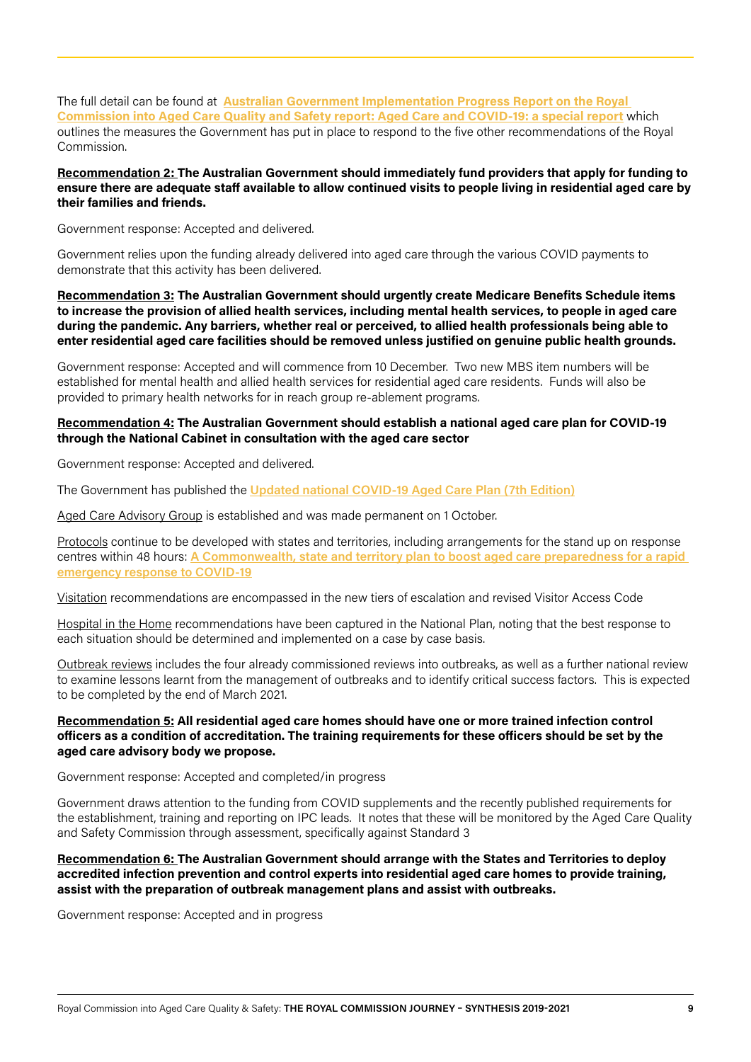The full detail can be found at **Australian Government Implementation Progress Report on the Royal Commission into Aged Care Quality and Safety report: Aged Care and COVID-19: a special report** which outlines the measures the Government has put in place to respond to the five other recommendations of the Royal Commission.

**Recommendation 2: The Australian Government should immediately fund providers that apply for funding to ensure there are adequate staff available to allow continued visits to people living in residential aged care by their families and friends.**

Government response: Accepted and delivered.

Government relies upon the funding already delivered into aged care through the various COVID payments to demonstrate that this activity has been delivered.

**Recommendation 3: The Australian Government should urgently create Medicare Benefits Schedule items to increase the provision of allied health services, including mental health services, to people in aged care during the pandemic. Any barriers, whether real or perceived, to allied health professionals being able to enter residential aged care facilities should be removed unless justified on genuine public health grounds.**

Government response: Accepted and will commence from 10 December. Two new MBS item numbers will be established for mental health and allied health services for residential aged care residents. Funds will also be provided to primary health networks for in reach group re-ablement programs.

**Recommendation 4: The Australian Government should establish a national aged care plan for COVID-19 through the National Cabinet in consultation with the aged care sector**

Government response: Accepted and delivered.

The Government has published the **Updated national COVID-19 Aged Care Plan (7th Edition)**

Aged Care Advisory Group is established and was made permanent on 1 October.

Protocols continue to be developed with states and territories, including arrangements for the stand up on response centres within 48 hours: **A Commonwealth, state and territory plan to boost aged care preparedness for a rapid emergency response to COVID-19**

Visitation recommendations are encompassed in the new tiers of escalation and revised Visitor Access Code

Hospital in the Home recommendations have been captured in the National Plan, noting that the best response to each situation should be determined and implemented on a case by case basis.

Outbreak reviews includes the four already commissioned reviews into outbreaks, as well as a further national review to examine lessons learnt from the management of outbreaks and to identify critical success factors. This is expected to be completed by the end of March 2021.

**Recommendation 5: All residential aged care homes should have one or more trained infection control officers as a condition of accreditation. The training requirements for these officers should be set by the aged care advisory body we propose.**

Government response: Accepted and completed/in progress

Government draws attention to the funding from COVID supplements and the recently published requirements for the establishment, training and reporting on IPC leads. It notes that these will be monitored by the Aged Care Quality and Safety Commission through assessment, specifically against Standard 3

**Recommendation 6: The Australian Government should arrange with the States and Territories to deploy accredited infection prevention and control experts into residential aged care homes to provide training, assist with the preparation of outbreak management plans and assist with outbreaks.**

Government response: Accepted and in progress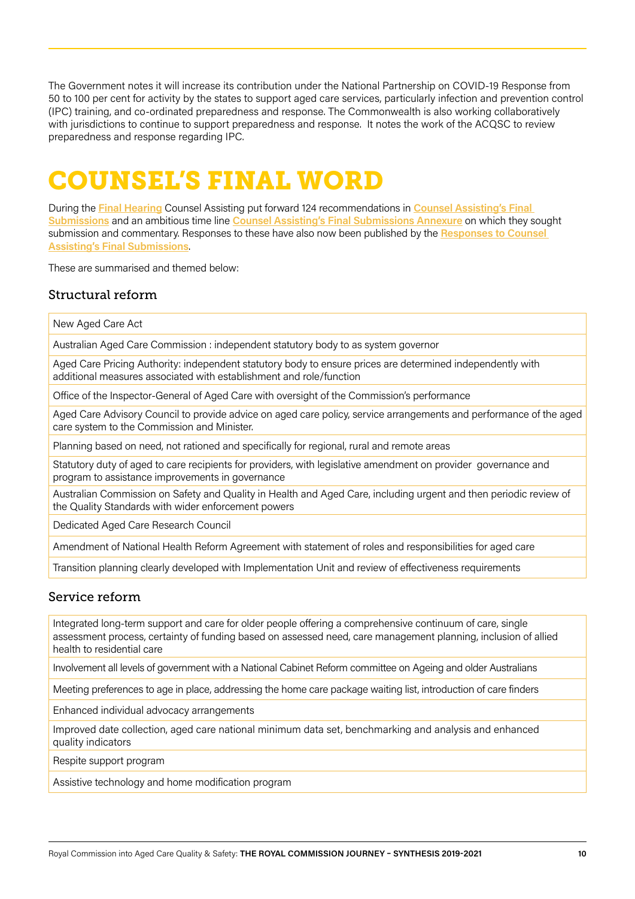The Government notes it will increase its contribution under the National Partnership on COVID-19 Response from 50 to 100 per cent for activity by the states to support aged care services, particularly infection and prevention control (IPC) training, and co-ordinated preparedness and response. The Commonwealth is also working collaboratively with jurisdictions to continue to support preparedness and response. It notes the work of the ACQSC to review preparedness and response regarding IPC.

# COUNSEL'S FINAL WORD

During the **Final Hearing** Counsel Assisting put forward 124 recommendations in **Counsel Assisting's Final Submissions** and an ambitious time line **Counsel Assisting's Final Submissions Annexure** on which they sought submission and commentary. Responses to these have also now been published by the **Responses to Counsel Assisting's Final Submissions**.

These are summarised and themed below:

## Structural reform

| |
|---|
| New Aged Care Act |
| Australian Aged Care Commission : independent statutory body to as system governor |
| Aged Care Pricing Authority: independent statutory body to ensure prices are determined independently with additional measures associated with establishment and role/function |
| Office of the Inspector-General of Aged Care with oversight of the Commission's performance |
| Aged Care Advisory Council to provide advice on aged care policy, service arrangements and performance of the aged care system to the Commission and Minister. |
| Planning based on need, not rationed and specifically for regional, rural and remote areas |
| Statutory duty of aged to care recipients for providers, with legislative amendment on provider governance and program to assistance improvements in governance |
| Australian Commission on Safety and Quality in Health and Aged Care, including urgent and then periodic review of the Quality Standards with wider enforcement powers |
| Dedicated Aged Care Research Council |
| Amendment of National Health Reform Agreement with statement of roles and responsibilities for aged care |
| Transition planning clearly developed with Implementation Unit and review of effectiveness requirements |

## Service reform

| |
|---|
| Integrated long-term support and care for older people offering a comprehensive continuum of care, single assessment process, certainty of funding based on assessed need, care management planning, inclusion of allied health to residential care |
| Involvement all levels of government with a National Cabinet Reform committee on Ageing and older Australians |
| Meeting preferences to age in place, addressing the home care package waiting list, introduction of care finders |
| Enhanced individual advocacy arrangements |
| Improved date collection, aged care national minimum data set, benchmarking and analysis and enhanced quality indicators |
| Respite support program |
| Assistive technology and home modification program |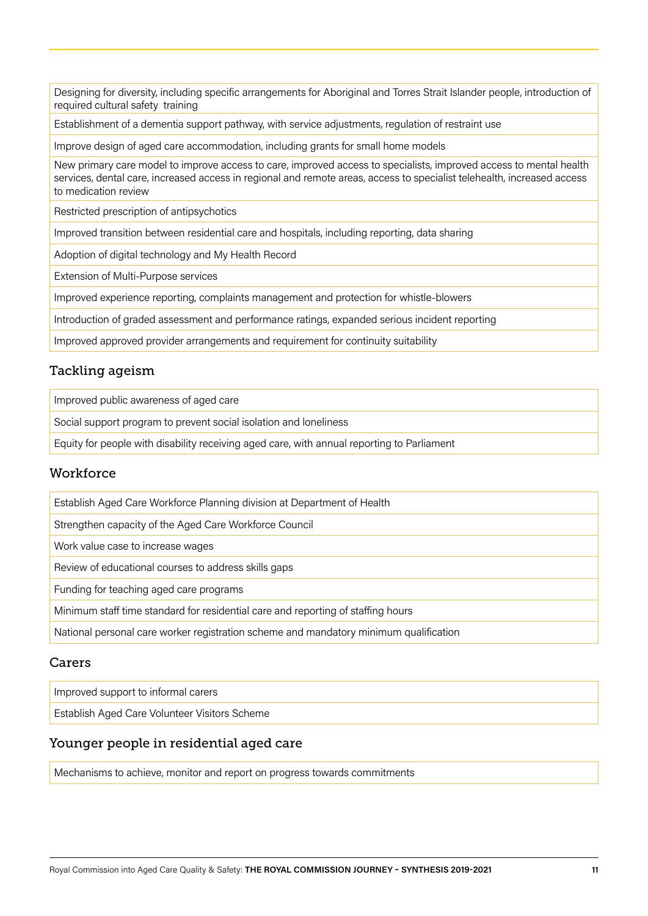| |
|---|
| Designing for diversity, including specific arrangements for Aboriginal and Torres Strait Islander people, introduction of required cultural safety training |
| Establishment of a dementia support pathway, with service adjustments, regulation of restraint use |
| Improve design of aged care accommodation, including grants for small home models |
| New primary care model to improve access to care, improved access to specialists, improved access to mental health services, dental care, increased access in regional and remote areas, access to specialist telehealth, increased access to medication review |
| Restricted prescription of antipsychotics |
| Improved transition between residential care and hospitals, including reporting, data sharing |
| Adoption of digital technology and My Health Record |
| Extension of Multi-Purpose services |
| Improved experience reporting, complaints management and protection for whistle-blowers |
| Introduction of graded assessment and performance ratings, expanded serious incident reporting |
| Improved approved provider arrangements and requirement for continuity suitability |

## Tackling ageism

| |
|---|
| Improved public awareness of aged care |
| Social support program to prevent social isolation and loneliness |
| Equity for people with disability receiving aged care, with annual reporting to Parliament |

## Workforce

| |
|---|
| Establish Aged Care Workforce Planning division at Department of Health |
| Strengthen capacity of the Aged Care Workforce Council |
| Work value case to increase wages |
| Review of educational courses to address skills gaps |
| Funding for teaching aged care programs |
| Minimum staff time standard for residential care and reporting of staffing hours |
| National personal care worker registration scheme and mandatory minimum qualification |

## Carers

| |
|---|
| Improved support to informal carers |
| Establish Aged Care Volunteer Visitors Scheme |

## Younger people in residential aged care

| |
|---|
| Mechanisms to achieve, monitor and report on progress towards commitments |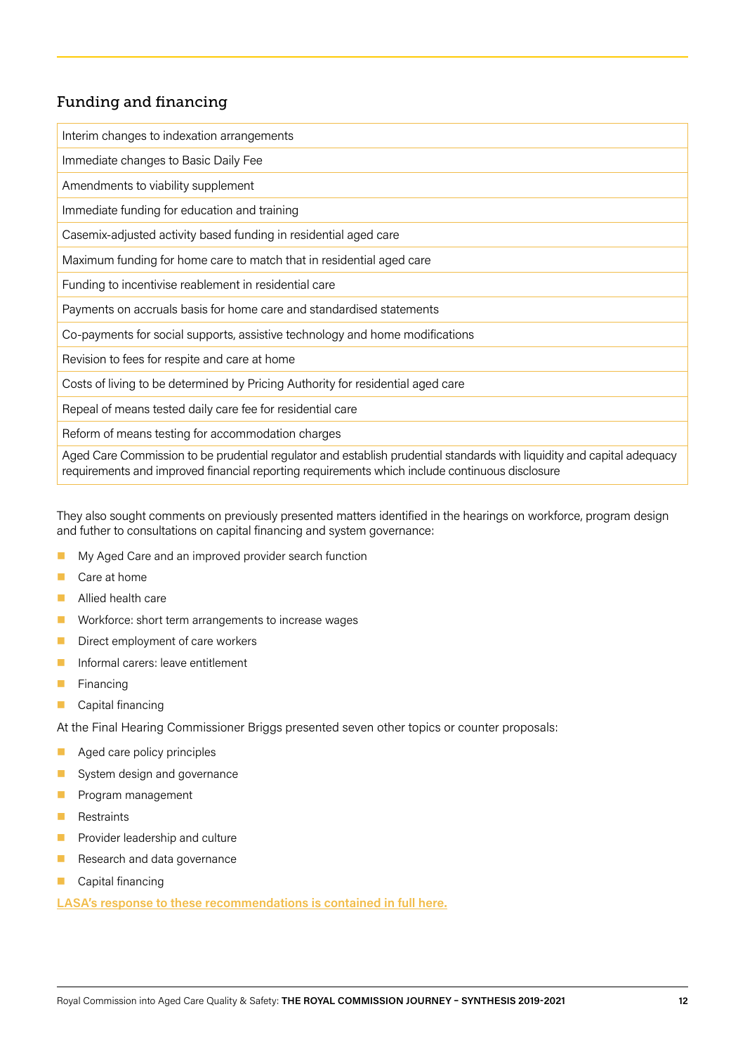## Funding and financing

| Interim changes to indexation arrangements |
|---|
| Immediate changes to Basic Daily Fee |
| Amendments to viability supplement |
| Immediate funding for education and training |
| Casemix-adjusted activity based funding in residential aged care |
| Maximum funding for home care to match that in residential aged care |
| Funding to incentivise reablement in residential care |
| Payments on accruals basis for home care and standardised statements |
| Co-payments for social supports, assistive technology and home modifications |
| Revision to fees for respite and care at home |
| Costs of living to be determined by Pricing Authority for residential aged care |
| Repeal of means tested daily care fee for residential care |
| Reform of means testing for accommodation charges |
| Aged Care Commission to be prudential regulator and establish prudential standards with liquidity and capital adequacy requirements and improved financial reporting requirements which include continuous disclosure |

They also sought comments on previously presented matters identified in the hearings on workforce, program design and futher to consultations on capital financing and system governance:

- My Aged Care and an improved provider search function
- Care at home
- Allied health care
- Workforce: short term arrangements to increase wages
- Direct employment of care workers
- Informal carers: leave entitlement
- Financing
- Capital financing

At the Final Hearing Commissioner Briggs presented seven other topics or counter proposals:

- Aged care policy principles
- System design and governance
- Program management
- Restraints
- Provider leadership and culture
- Research and data governance
- Capital financing

**LASA's response to these recommendations is contained in full here.**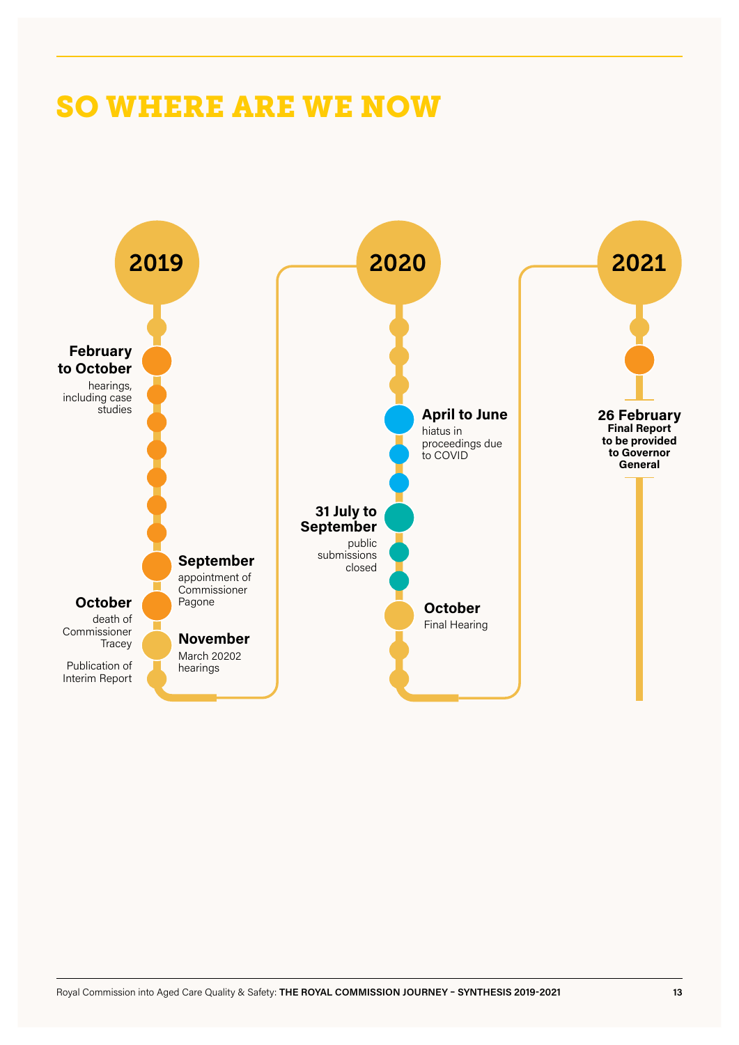# SO WHERE ARE WE NOW

## 2019

**February to October**
hearings, including case studies

**September**
appointment of Commissioner Pagone

**October**
death of Commissioner Tracey

**November**
March 20202 hearings

Publication of Interim Report

## 2020

**April to June**
hiatus in proceedings due to COVID

**31 July to September**
public submissions closed

**October**
Final Hearing

## 2021

**26 February**
**Final Report to be provided to Governor General**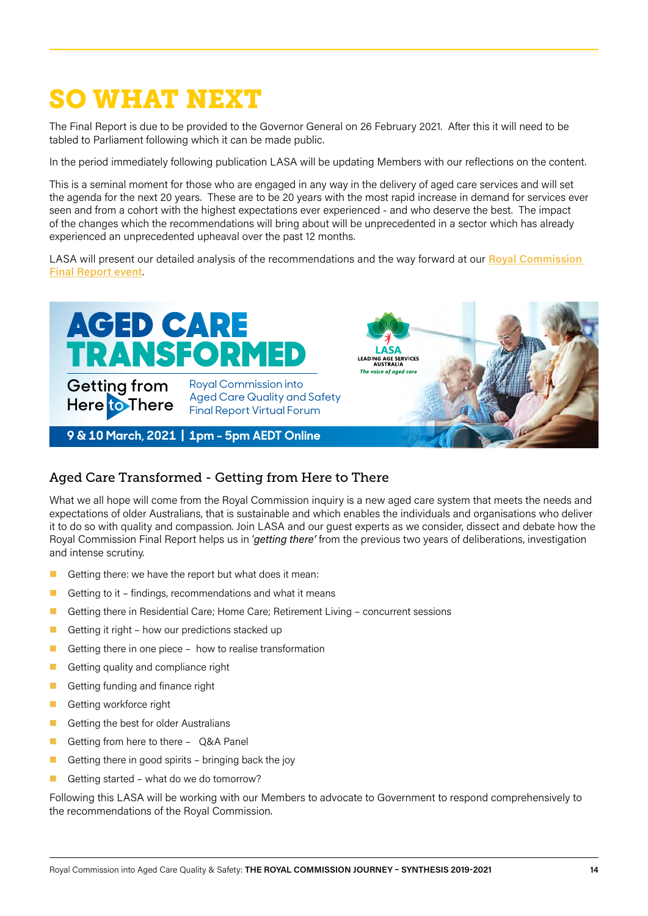# SO WHAT NEXT

The Final Report is due to be provided to the Governor General on 26 February 2021. After this it will need to be tabled to Parliament following which it can be made public.

In the period immediately following publication LASA will be updating Members with our reflections on the content.

This is a seminal moment for those who are engaged in any way in the delivery of aged care services and will set the agenda for the next 20 years. These are to be 20 years with the most rapid increase in demand for services ever seen and from a cohort with the highest expectations ever experienced - and who deserve the best. The impact of the changes which the recommendations will bring about will be unprecedented in a sector which has already experienced an unprecedented upheaval over the past 12 months.

LASA will present our detailed analysis of the recommendations and the way forward at our **Royal Commission Final Report event**.

**AGED CARE TRANSFORMED**

Getting from Here to There

Royal Commission into Aged Care Quality and Safety Final Report Virtual Forum

LASA LEADING AGE SERVICES AUSTRALIA *The voice of aged care*

**9 & 10 March, 2021 | 1pm - 5pm AEDT Online**

## Aged Care Transformed - Getting from Here to There

What we all hope will come from the Royal Commission inquiry is a new aged care system that meets the needs and expectations of older Australians, that is sustainable and which enables the individuals and organisations who deliver it to do so with quality and compassion. Join LASA and our guest experts as we consider, dissect and debate how the Royal Commission Final Report helps us in *'getting there'* from the previous two years of deliberations, investigation and intense scrutiny.

- Getting there: we have the report but what does it mean:
- Getting to it – findings, recommendations and what it means
- Getting there in Residential Care; Home Care; Retirement Living – concurrent sessions
- Getting it right – how our predictions stacked up
- Getting there in one piece – how to realise transformation
- Getting quality and compliance right
- Getting funding and finance right
- Getting workforce right
- Getting the best for older Australians
- Getting from here to there – Q&A Panel
- Getting there in good spirits – bringing back the joy
- Getting started – what do we do tomorrow?

Following this LASA will be working with our Members to advocate to Government to respond comprehensively to the recommendations of the Royal Commission.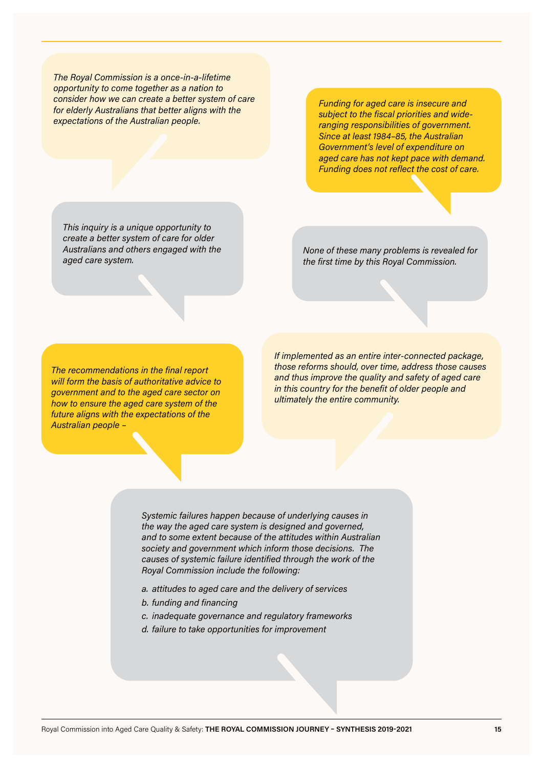*The Royal Commission is a once-in-a-lifetime opportunity to come together as a nation to consider how we can create a better system of care for elderly Australians that better aligns with the expectations of the Australian people.*

*Funding for aged care is insecure and subject to the fiscal priorities and wide-ranging responsibilities of government. Since at least 1984–85, the Australian Government's level of expenditure on aged care has not kept pace with demand. Funding does not reflect the cost of care.*

*This inquiry is a unique opportunity to create a better system of care for older Australians and others engaged with the aged care system.*

*None of these many problems is revealed for the first time by this Royal Commission.*

*The recommendations in the final report will form the basis of authoritative advice to government and to the aged care sector on how to ensure the aged care system of the future aligns with the expectations of the Australian people –*

*If implemented as an entire inter-connected package, those reforms should, over time, address those causes and thus improve the quality and safety of aged care in this country for the benefit of older people and ultimately the entire community.*

*Systemic failures happen because of underlying causes in the way the aged care system is designed and governed, and to some extent because of the attitudes within Australian society and government which inform those decisions. The causes of systemic failure identified through the work of the Royal Commission include the following:*

*a. attitudes to aged care and the delivery of services*
*b. funding and financing*
*c. inadequate governance and regulatory frameworks*
*d. failure to take opportunities for improvement*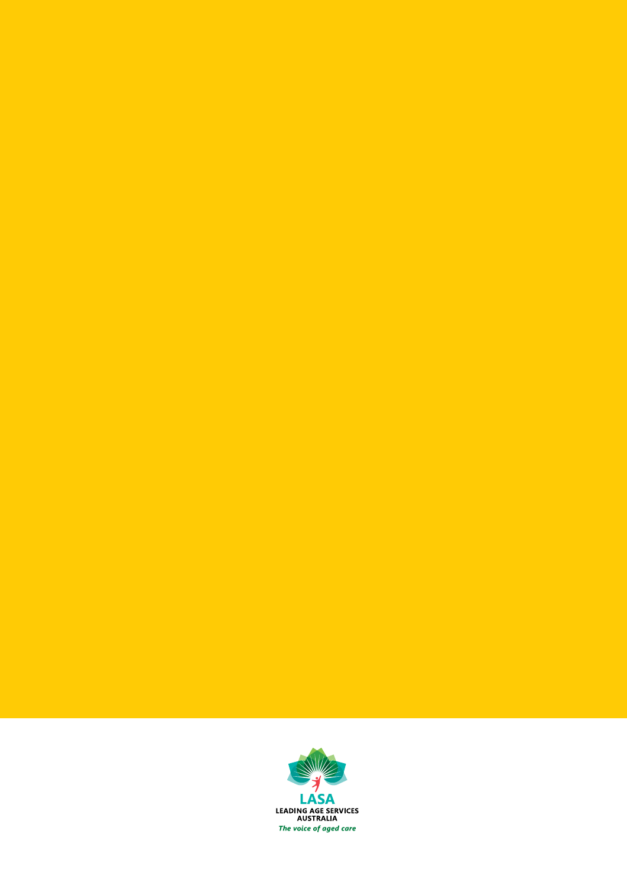LASA

LEADING AGE SERVICES AUSTRALIA

*The voice of aged care*